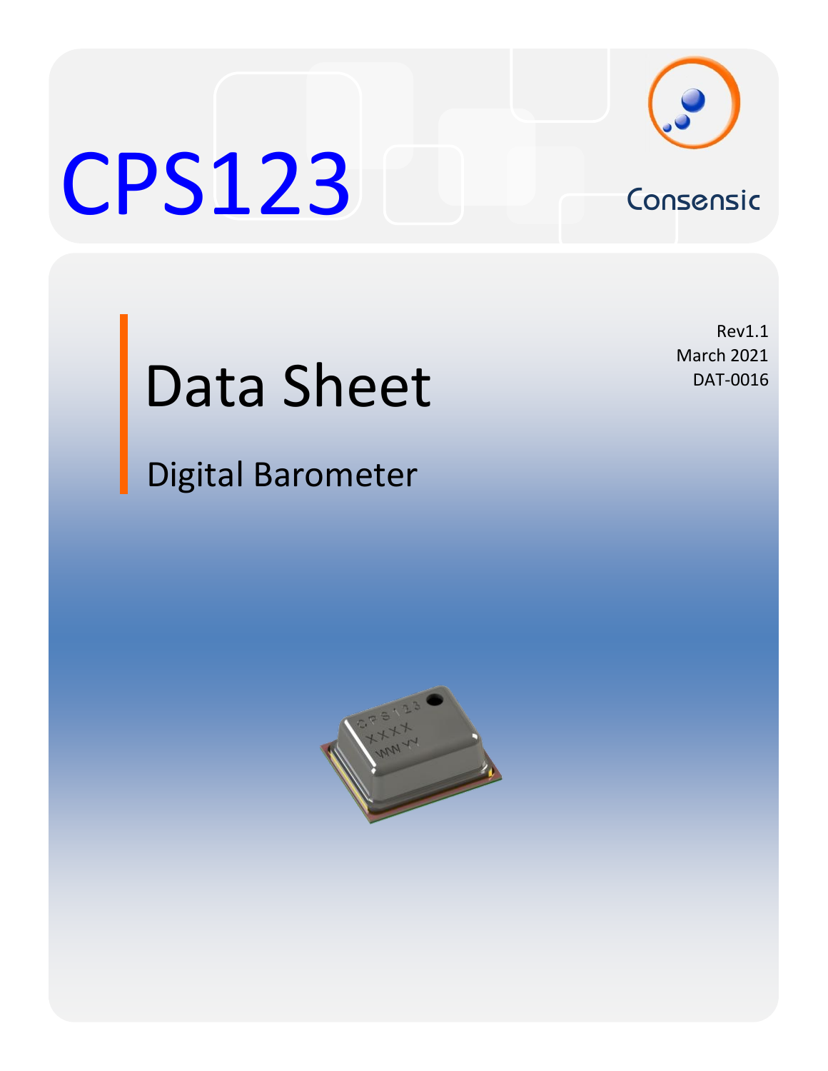# CPS123

Consensic

Rev1.1
March 2021
DAT-0016

## Data Sheet

### Digital Barometer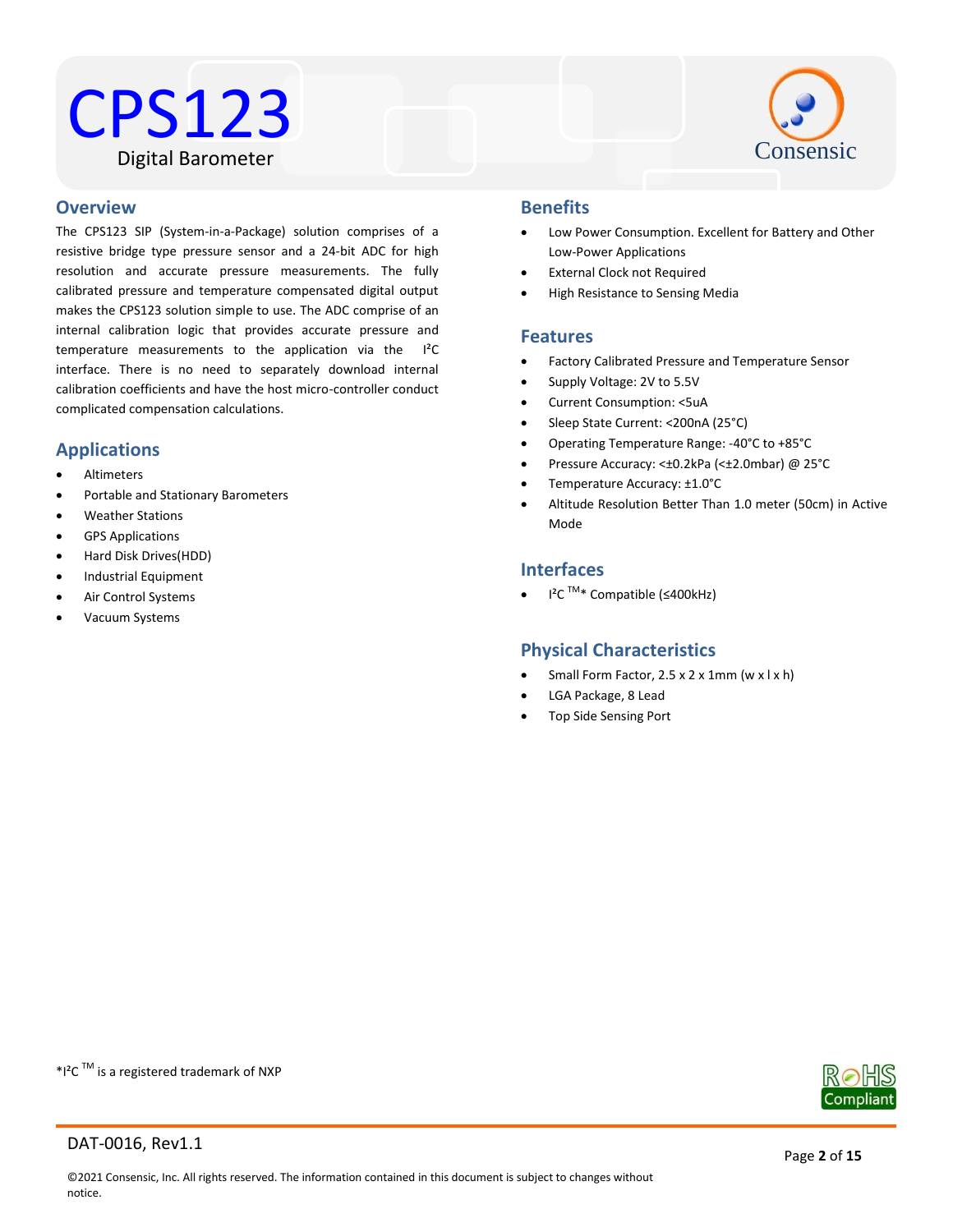# CPS123

Digital Barometer

## Overview

The CPS123 SIP (System-in-a-Package) solution comprises of a resistive bridge type pressure sensor and a 24-bit ADC for high resolution and accurate pressure measurements. The fully calibrated pressure and temperature compensated digital output makes the CPS123 solution simple to use. The ADC comprise of an internal calibration logic that provides accurate pressure and temperature measurements to the application via the I²C interface. There is no need to separately download internal calibration coefficients and have the host micro-controller conduct complicated compensation calculations.

## Applications

- Altimeters
- Portable and Stationary Barometers
- Weather Stations
- GPS Applications
- Hard Disk Drives(HDD)
- Industrial Equipment
- Air Control Systems
- Vacuum Systems

## Benefits

- Low Power Consumption. Excellent for Battery and Other Low-Power Applications
- External Clock not Required
- High Resistance to Sensing Media

## Features

- Factory Calibrated Pressure and Temperature Sensor
- Supply Voltage: 2V to 5.5V
- Current Consumption: <5uA
- Sleep State Current: <200nA (25°C)
- Operating Temperature Range: -40°C to +85°C
- Pressure Accuracy: <±0.2kPa (<±2.0mbar) @ 25°C
- Temperature Accuracy: ±1.0°C
- Altitude Resolution Better Than 1.0 meter (50cm) in Active Mode

## Interfaces

- I²C ™* Compatible (≤400kHz)

## Physical Characteristics

- Small Form Factor, 2.5 x 2 x 1mm (w x l x h)
- LGA Package, 8 Lead
- Top Side Sensing Port

*I²C ™ is a registered trademark of NXP

DAT-0016, Rev1.1

©2021 Consensic, Inc. All rights reserved. The information contained in this document is subject to changes without notice.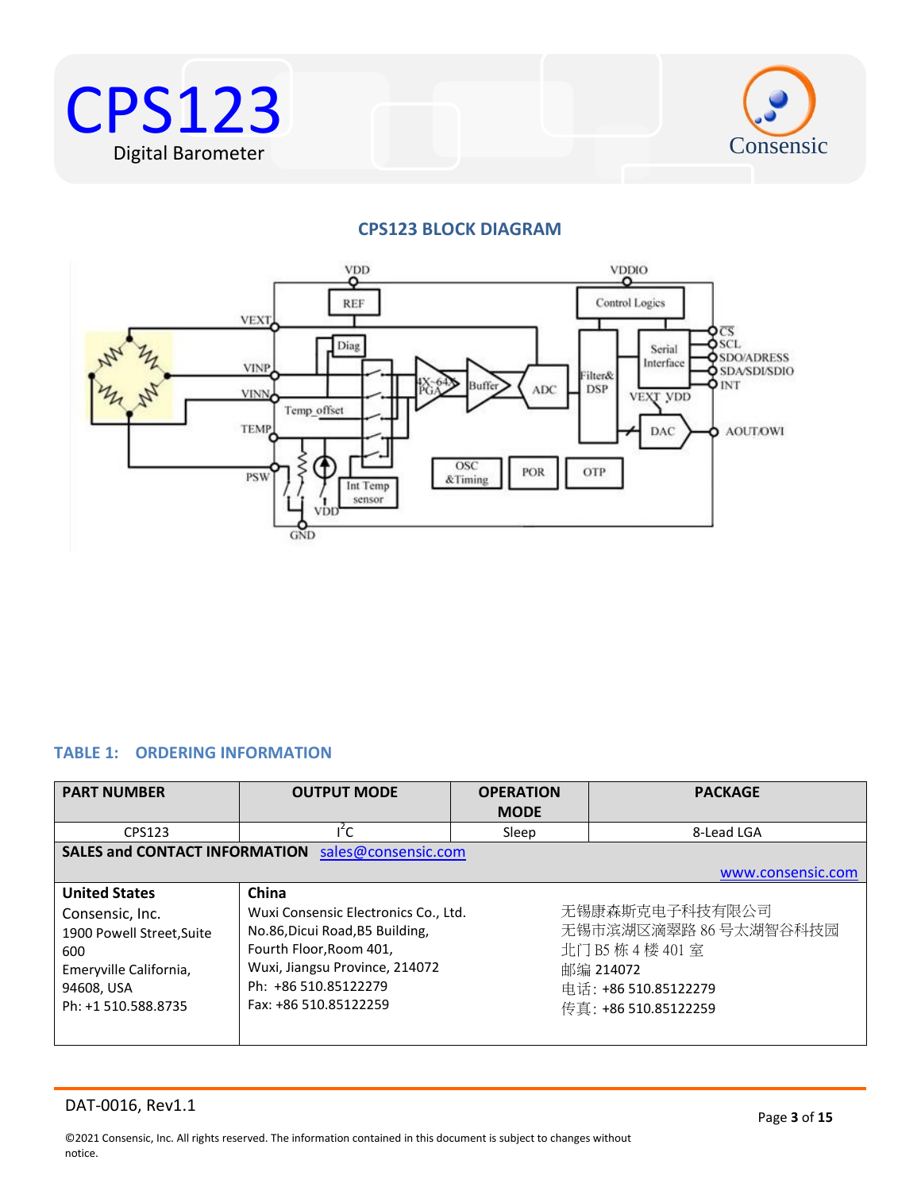## CPS123 BLOCK DIAGRAM

### TABLE 1: ORDERING INFORMATION

| PART NUMBER | OUTPUT MODE | OPERATION MODE | PACKAGE |
|---|---|---|---|
| CPS123 | $I^2C$ | Sleep | 8-Lead LGA |

**SALES and CONTACT INFORMATION** sales@consensic.com

www.consensic.com

| United States | China | |
|---|---|---|
| Consensic, Inc.<br>1900 Powell Street,Suite 600<br>Emeryville California, 94608, USA<br>Ph: +1 510.588.8735 | Wuxi Consensic Electronics Co., Ltd.<br>No.86,Dicui Road,B5 Building,<br>Fourth Floor,Room 401,<br>Wuxi, Jiangsu Province, 214072<br>Ph: +86 510.85122279<br>Fax: +86 510.85122259 | 无锡康森斯克电子科技有限公司<br>无锡市滨湖区滴翠路 86 号太湖智谷科技园<br>北门 B5 栋 4 楼 401 室<br>邮编 214072<br>电话: +86 510.85122279<br>传真: +86 510.85122259 |

DAT-0016, Rev1.1

©2021 Consensic, Inc. All rights reserved. The information contained in this document is subject to changes without notice.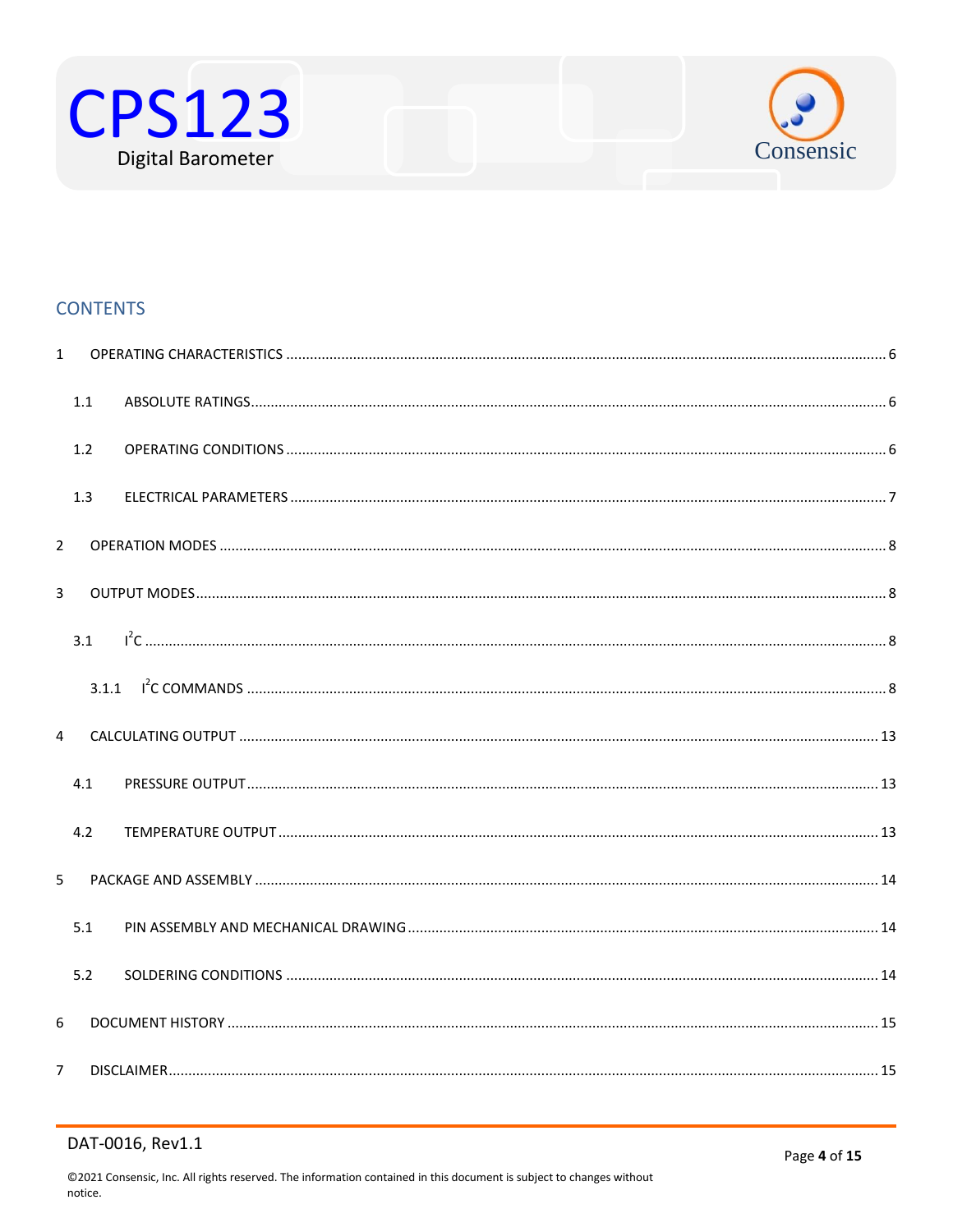## CONTENTS

1 OPERATING CHARACTERISTICS ........ 6

- 1.1 ABSOLUTE RATINGS ........ 6
- 1.2 OPERATING CONDITIONS ........ 6
- 1.3 ELECTRICAL PARAMETERS ........ 7

2 OPERATION MODES ........ 8

3 OUTPUT MODES ........ 8

- 3.1 $I^2C$ ........ 8
  - 3.1.1 $I^2C$ COMMANDS ........ 8

4 CALCULATING OUTPUT ........ 13

- 4.1 PRESSURE OUTPUT ........ 13
- 4.2 TEMPERATURE OUTPUT ........ 13

5 PACKAGE AND ASSEMBLY ........ 14

- 5.1 PIN ASSEMBLY AND MECHANICAL DRAWING ........ 14
- 5.2 SOLDERING CONDITIONS ........ 14

6 DOCUMENT HISTORY ........ 15

7 DISCLAIMER ........ 15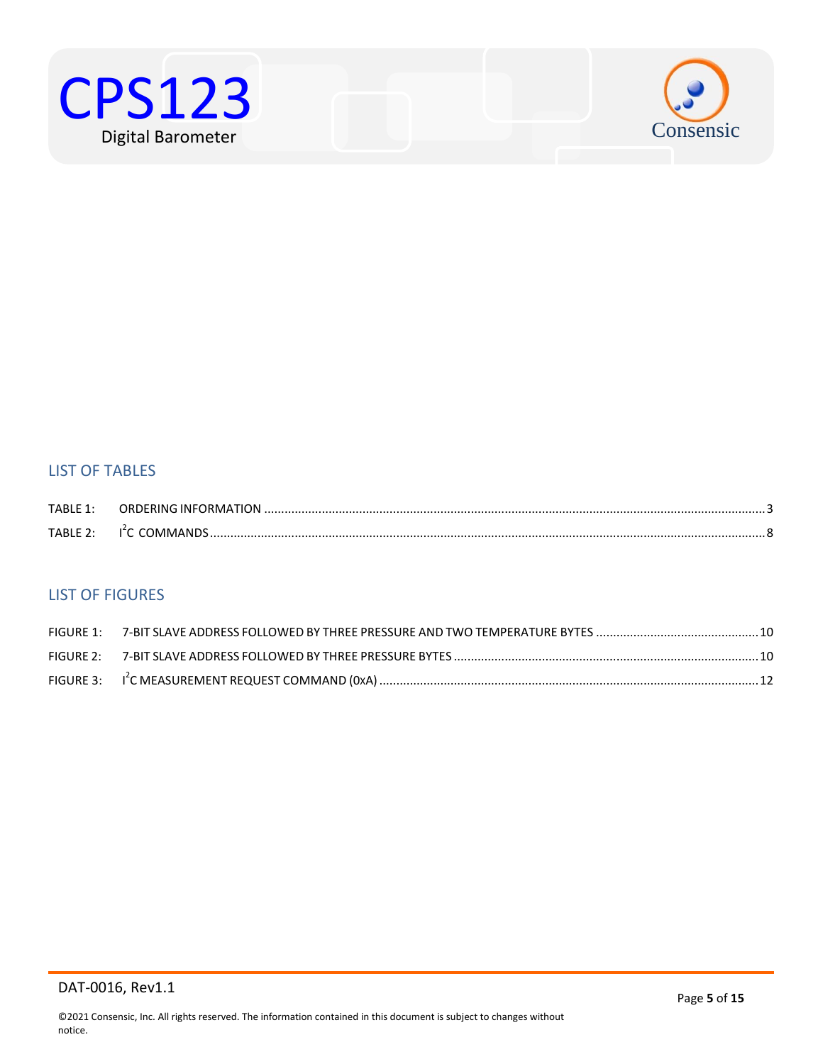## LIST OF TABLES

TABLE 1: ORDERING INFORMATION .......... 3

TABLE 2: I$^2$C COMMANDS .......... 8

## LIST OF FIGURES

FIGURE 1: 7-BIT SLAVE ADDRESS FOLLOWED BY THREE PRESSURE AND TWO TEMPERATURE BYTES .......... 10

FIGURE 2: 7-BIT SLAVE ADDRESS FOLLOWED BY THREE PRESSURE BYTES .......... 10

FIGURE 3: I$^2$C MEASUREMENT REQUEST COMMAND (0xA) .......... 12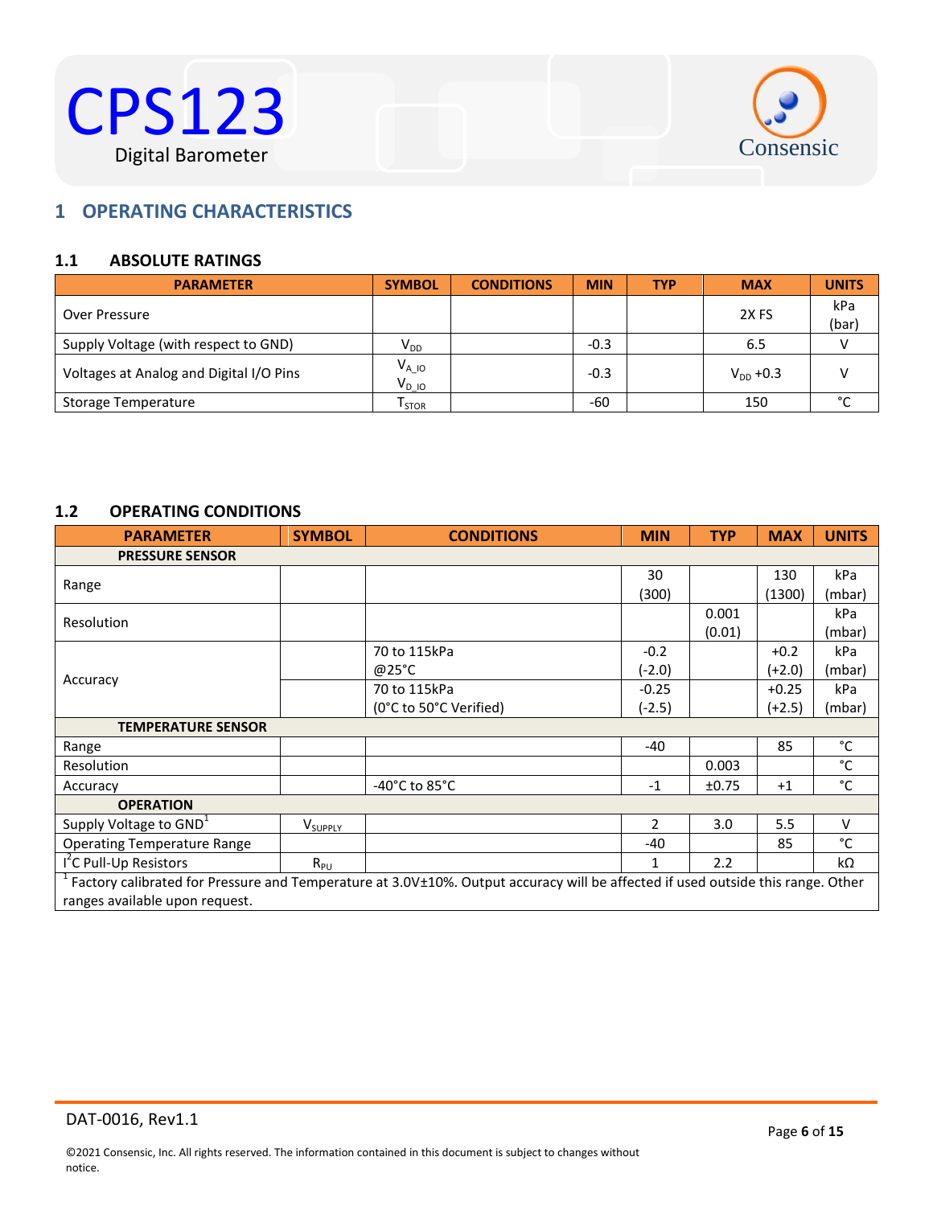# 1 OPERATING CHARACTERISTICS

## 1.1 ABSOLUTE RATINGS

| PARAMETER | SYMBOL | CONDITIONS | MIN | TYP | MAX | UNITS |
|---|---|---|---|---|---|---|
| Over Pressure | | | | | 2X FS | kPa (bar) |
| Supply Voltage (with respect to GND) | $V_{DD}$ | | -0.3 | | 6.5 | V |
| Voltages at Analog and Digital I/O Pins | $V_{A\_IO}$ $V_{D\_IO}$ | | -0.3 | | $V_{DD}$ +0.3 | V |
| Storage Temperature | $T_{STOR}$ | | -60 | | 150 | °C |

## 1.2 OPERATING CONDITIONS

| PARAMETER | SYMBOL | CONDITIONS | MIN | TYP | MAX | UNITS |
|---|---|---|---|---|---|---|
| **PRESSURE SENSOR** | | | | | | |
| Range | | | 30 (300) | | 130 (1300) | kPa (mbar) |
| Resolution | | | | 0.001 (0.01) | | kPa (mbar) |
| Accuracy | | 70 to 115kPa @25°C | -0.2 (-2.0) | | +0.2 (+2.0) | kPa (mbar) |
| | | 70 to 115kPa (0°C to 50°C Verified) | -0.25 (-2.5) | | +0.25 (+2.5) | kPa (mbar) |
| **TEMPERATURE SENSOR** | | | | | | |
| Range | | | -40 | | 85 | °C |
| Resolution | | | | 0.003 | | °C |
| Accuracy | | -40°C to 85°C | -1 | ±0.75 | +1 | °C |
| **OPERATION** | | | | | | |
| Supply Voltage to GND[1] | $V_{SUPPLY}$ | | 2 | 3.0 | 5.5 | V |
| Operating Temperature Range | | | -40 | | 85 | °C |
| I²C Pull-Up Resistors | $R_{PU}$ | | 1 | 2.2 | | kΩ |

[1] Factory calibrated for Pressure and Temperature at 3.0V±10%. Output accuracy will be affected if used outside this range. Other ranges available upon request.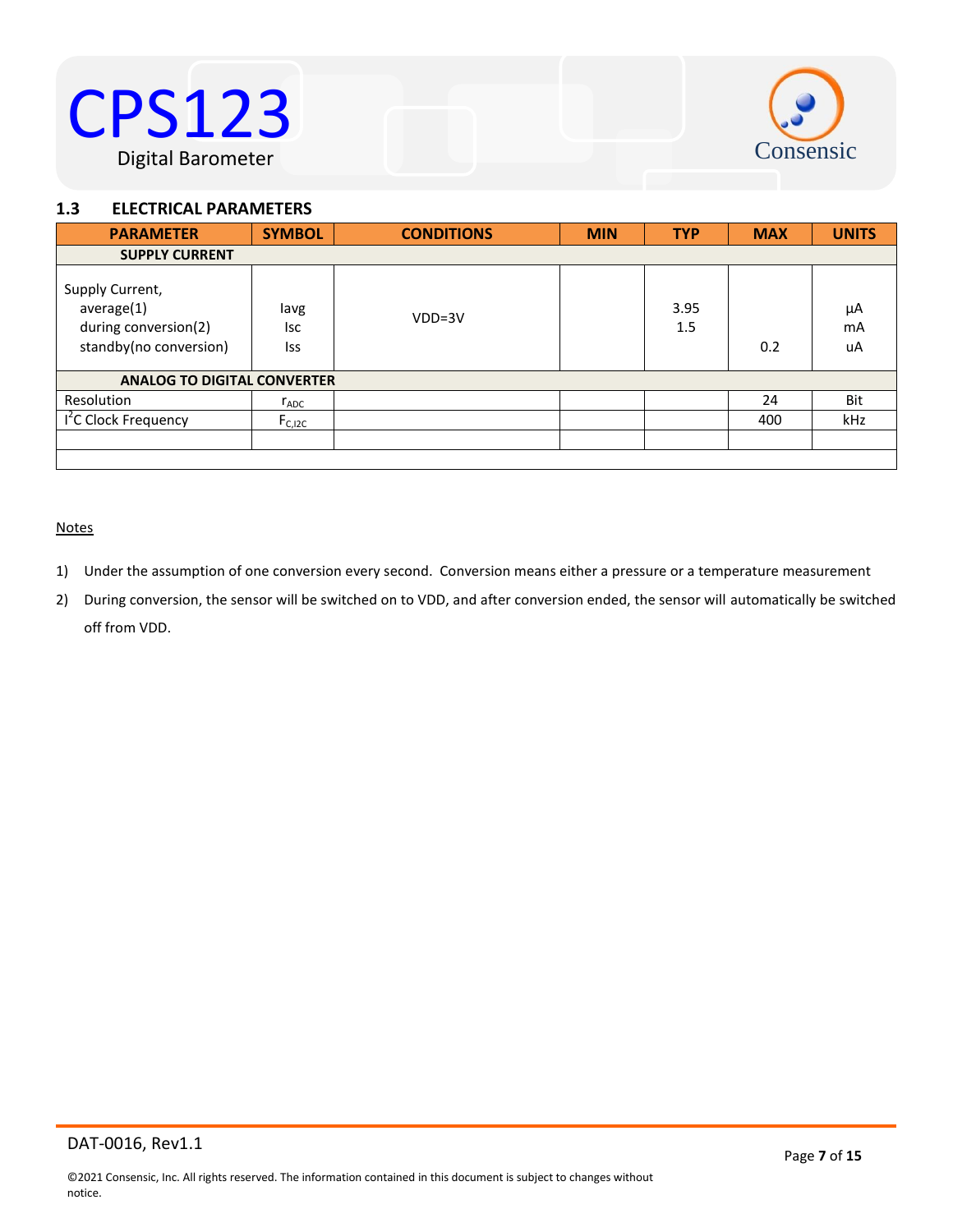## 1.3 ELECTRICAL PARAMETERS

| PARAMETER | SYMBOL | CONDITIONS | MIN | TYP | MAX | UNITS |
|---|---|---|---|---|---|---|
| **SUPPLY CURRENT** | | | | | | |
| Supply Current, average(1) during conversion(2) standby(no conversion) | Iavg Isc Iss | VDD=3V | | 3.95 1.5 | 0.2 | µA mA uA |
| **ANALOG TO DIGITAL CONVERTER** | | | | | | |
| Resolution | $r_{ADC}$ | | | | 24 | Bit |
| I²C Clock Frequency | $F_{C,I2C}$ | | | | 400 | kHz |
| | | | | | | |
| | | | | | | |

Notes

1) Under the assumption of one conversion every second. Conversion means either a pressure or a temperature measurement
2) During conversion, the sensor will be switched on to VDD, and after conversion ended, the sensor will automatically be switched off from VDD.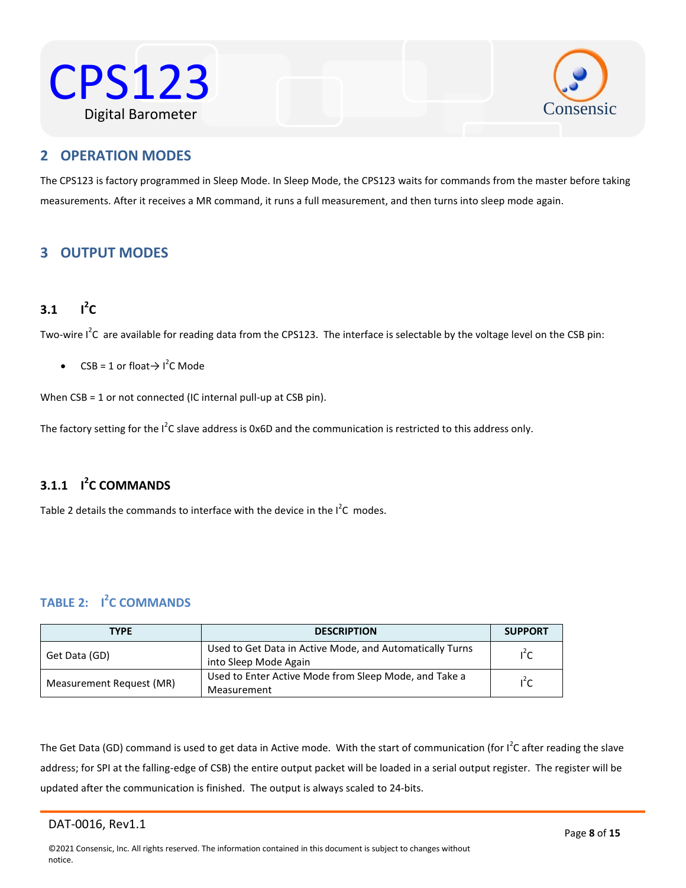## 2 OPERATION MODES

The CPS123 is factory programmed in Sleep Mode. In Sleep Mode, the CPS123 waits for commands from the master before taking measurements. After it receives a MR command, it runs a full measurement, and then turns into sleep mode again.

## 3 OUTPUT MODES

### 3.1 $I^2C$

Two-wire $I^2C$ are available for reading data from the CPS123. The interface is selectable by the voltage level on the CSB pin:

- CSB = 1 or float→ $I^2C$ Mode

When CSB = 1 or not connected (IC internal pull-up at CSB pin).

The factory setting for the $I^2C$ slave address is 0x6D and the communication is restricted to this address only.

#### 3.1.1 $I^2C$ COMMANDS

Table 2 details the commands to interface with the device in the $I^2C$ modes.

**TABLE 2: $I^2C$ COMMANDS**

| TYPE | DESCRIPTION | SUPPORT |
|---|---|---|
| Get Data (GD) | Used to Get Data in Active Mode, and Automatically Turns into Sleep Mode Again | $I^2C$ |
| Measurement Request (MR) | Used to Enter Active Mode from Sleep Mode, and Take a Measurement | $I^2C$ |

The Get Data (GD) command is used to get data in Active mode. With the start of communication (for $I^2C$ after reading the slave address; for SPI at the falling-edge of CSB) the entire output packet will be loaded in a serial output register. The register will be updated after the communication is finished. The output is always scaled to 24-bits.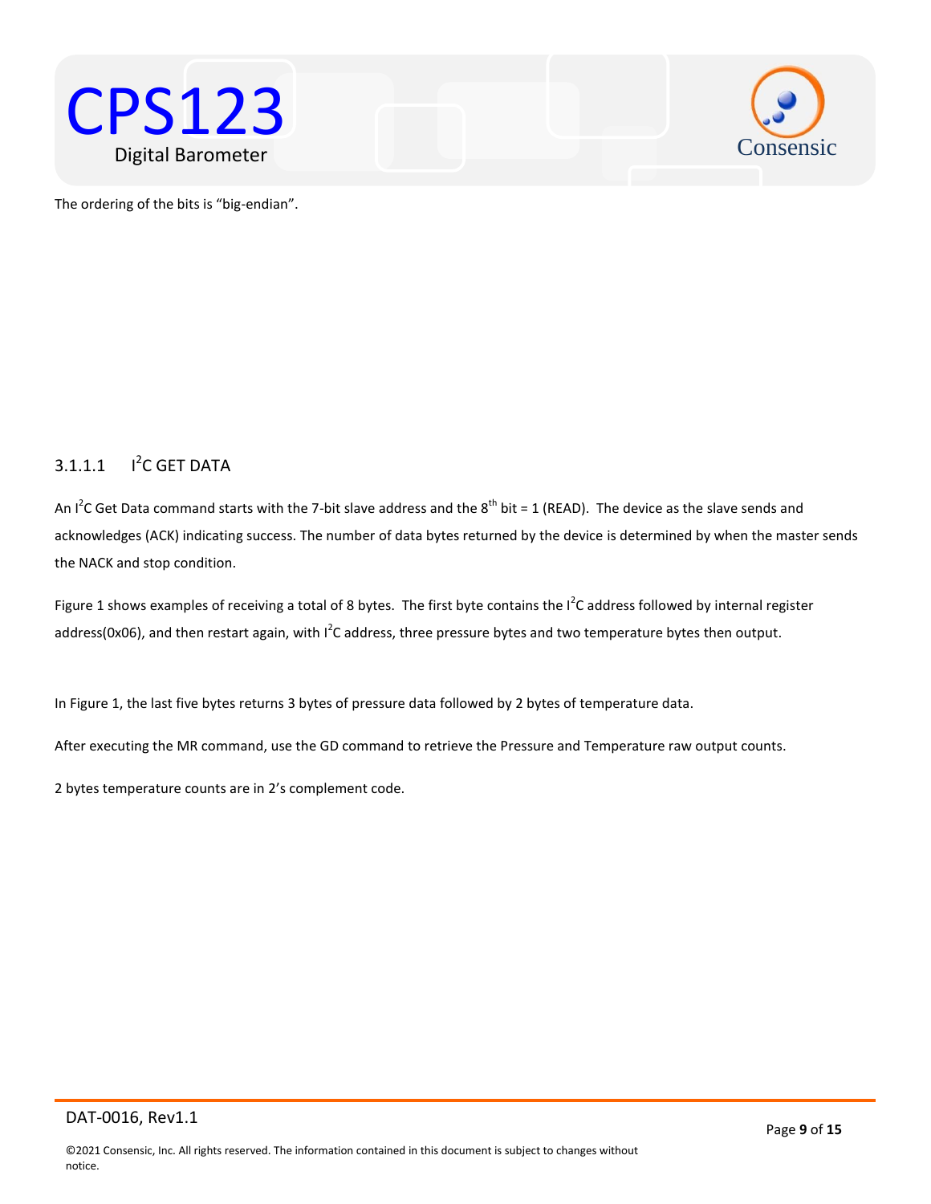The ordering of the bits is “big-endian”.

#### 3.1.1.1 I$^2$C GET DATA

An I$^2$C Get Data command starts with the 7-bit slave address and the 8$^{th}$ bit = 1 (READ). The device as the slave sends and acknowledges (ACK) indicating success. The number of data bytes returned by the device is determined by when the master sends the NACK and stop condition.

Figure 1 shows examples of receiving a total of 8 bytes. The first byte contains the I$^2$C address followed by internal register address(0x06), and then restart again, with I$^2$C address, three pressure bytes and two temperature bytes then output.

In Figure 1, the last five bytes returns 3 bytes of pressure data followed by 2 bytes of temperature data.

After executing the MR command, use the GD command to retrieve the Pressure and Temperature raw output counts.

2 bytes temperature counts are in 2’s complement code.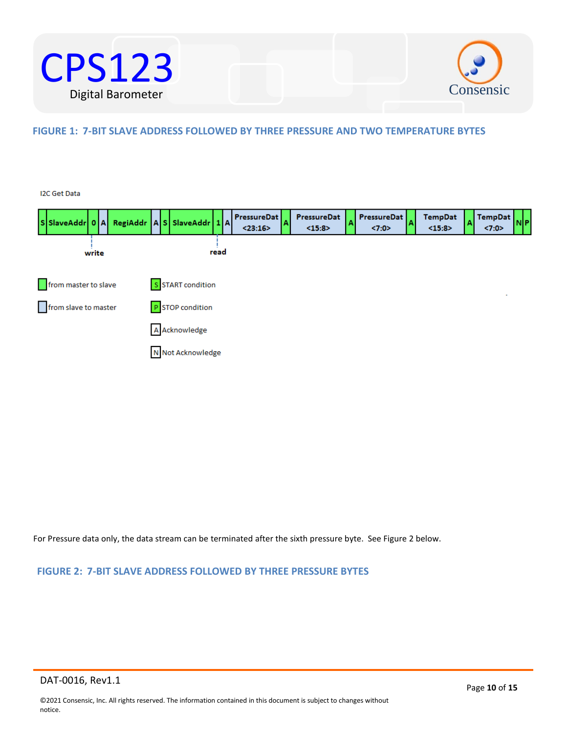## FIGURE 1: 7-BIT SLAVE ADDRESS FOLLOWED BY THREE PRESSURE AND TWO TEMPERATURE BYTES

I2C Get Data

| S | SlaveAddr | 0 | A | RegiAddr | A | S | SlaveAddr | 1 | A | PressureDat <23:16> | A | PressureDat <15:8> | A | PressureDat <7:0> | A | TempDat <15:8> | A | TempDat <7:0> | N | P |
|---|---|---|---|---|---|---|---|---|---|---|---|---|---|---|---|---|---|---|---|---|
| | | write | | | | | | read | | | | | | | | | | | | |

- from master to slave
- from slave to master
- S START condition
- P STOP condition
- A Acknowledge
- N Not Acknowledge

For Pressure data only, the data stream can be terminated after the sixth pressure byte. See Figure 2 below.

## FIGURE 2: 7-BIT SLAVE ADDRESS FOLLOWED BY THREE PRESSURE BYTES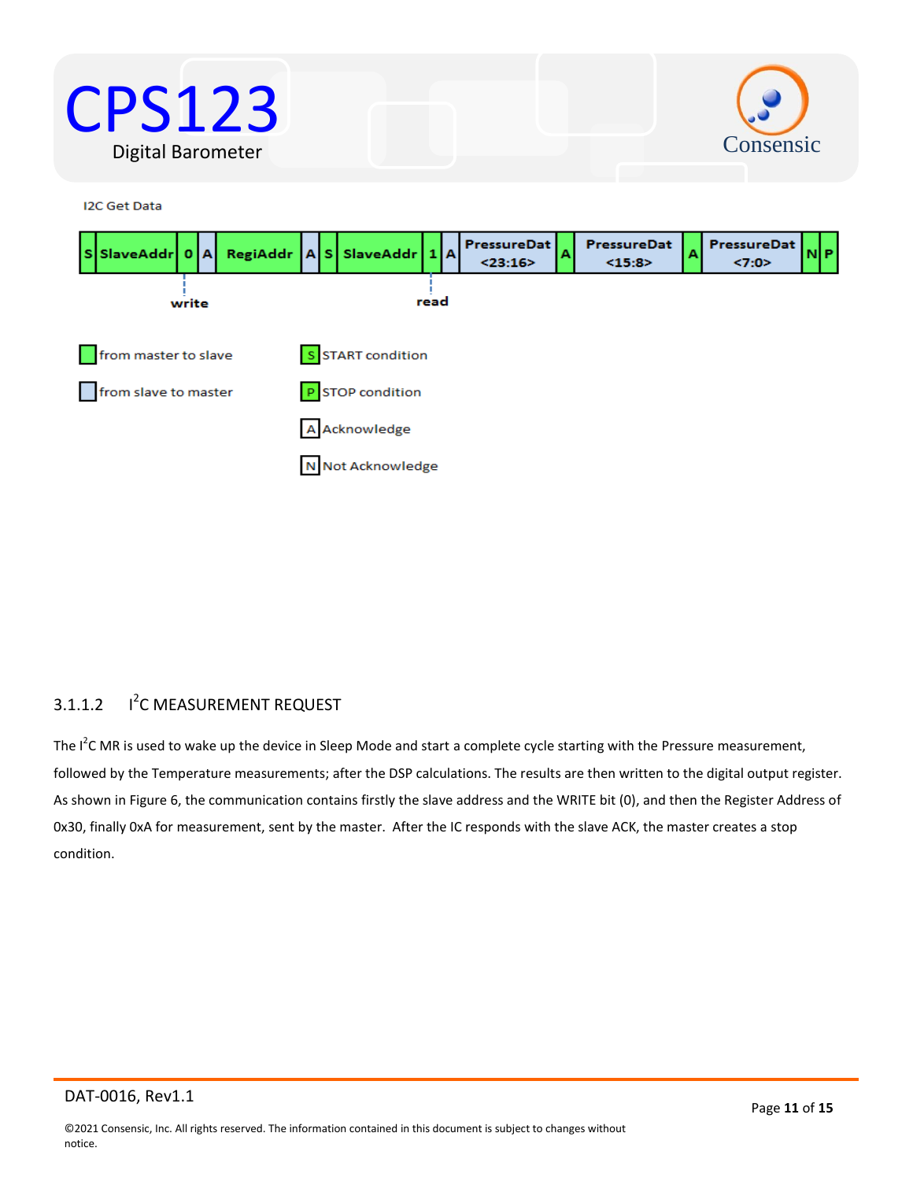I2C Get Data

| S | SlaveAddr | 0 | A | RegiAddr | A | S | SlaveAddr | 1 | A | PressureDat <23:16> | A | PressureDat <15:8> | A | PressureDat <7:0> | N | P |
|---|---|---|---|---|---|---|---|---|---|---|---|---|---|---|---|---|

write / read

- from master to slave
- from slave to master
- S: START condition
- P: STOP condition
- A: Acknowledge
- N: Not Acknowledge

#### 3.1.1.2 I$^2$C MEASUREMENT REQUEST

The I$^2$C MR is used to wake up the device in Sleep Mode and start a complete cycle starting with the Pressure measurement, followed by the Temperature measurements; after the DSP calculations. The results are then written to the digital output register. As shown in Figure 6, the communication contains firstly the slave address and the WRITE bit (0), and then the Register Address of 0x30, finally 0xA for measurement, sent by the master. After the IC responds with the slave ACK, the master creates a stop condition.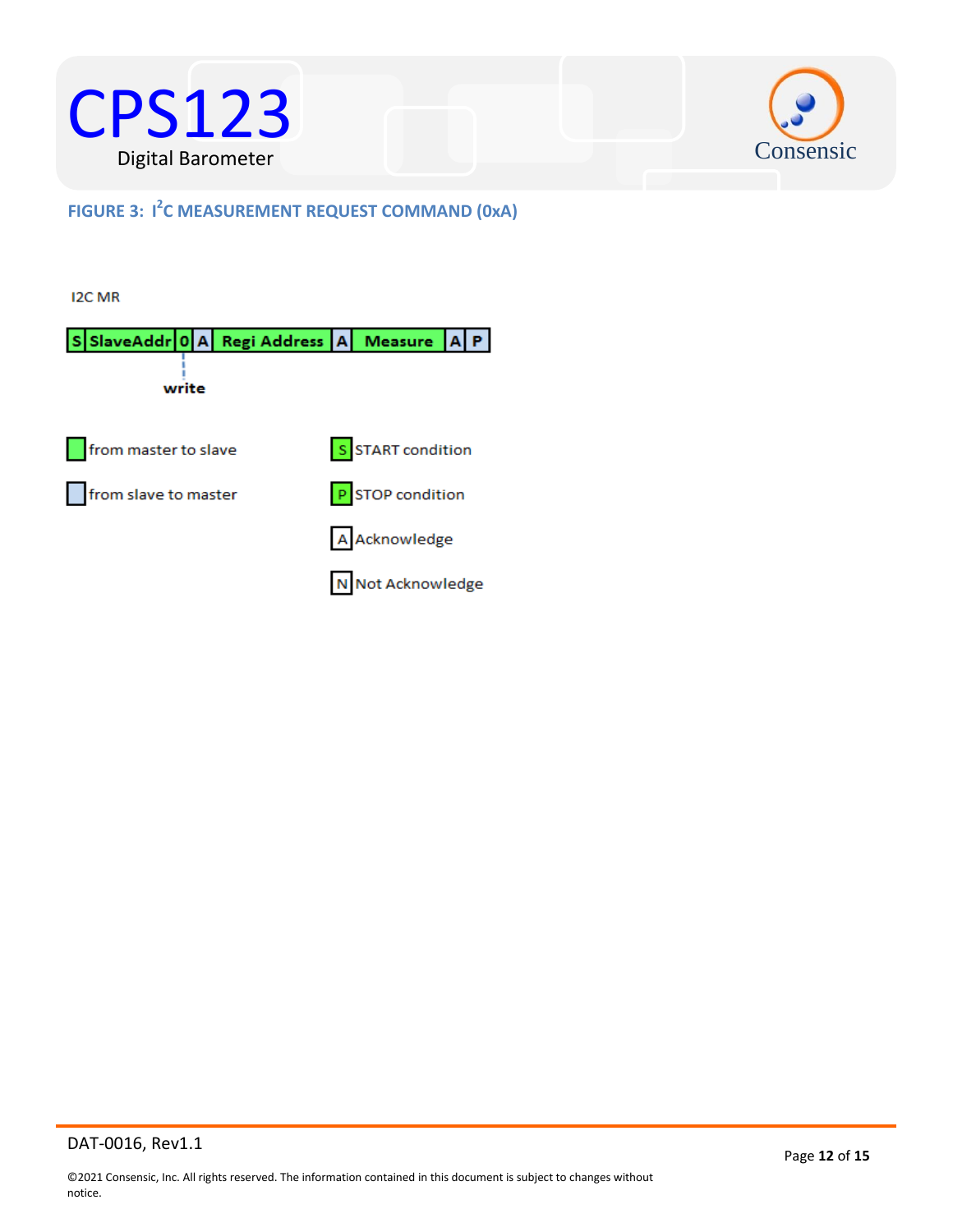**FIGURE 3: I²C MEASUREMENT REQUEST COMMAND (0xA)**

I2C MR

| S | SlaveAddr | 0 | A | Regi Address | A | Measure | A | P |
|---|---|---|---|---|---|---|---|---|

0 = write

- from master to slave
- from slave to master
- S — START condition
- P — STOP condition
- A — Acknowledge
- N — Not Acknowledge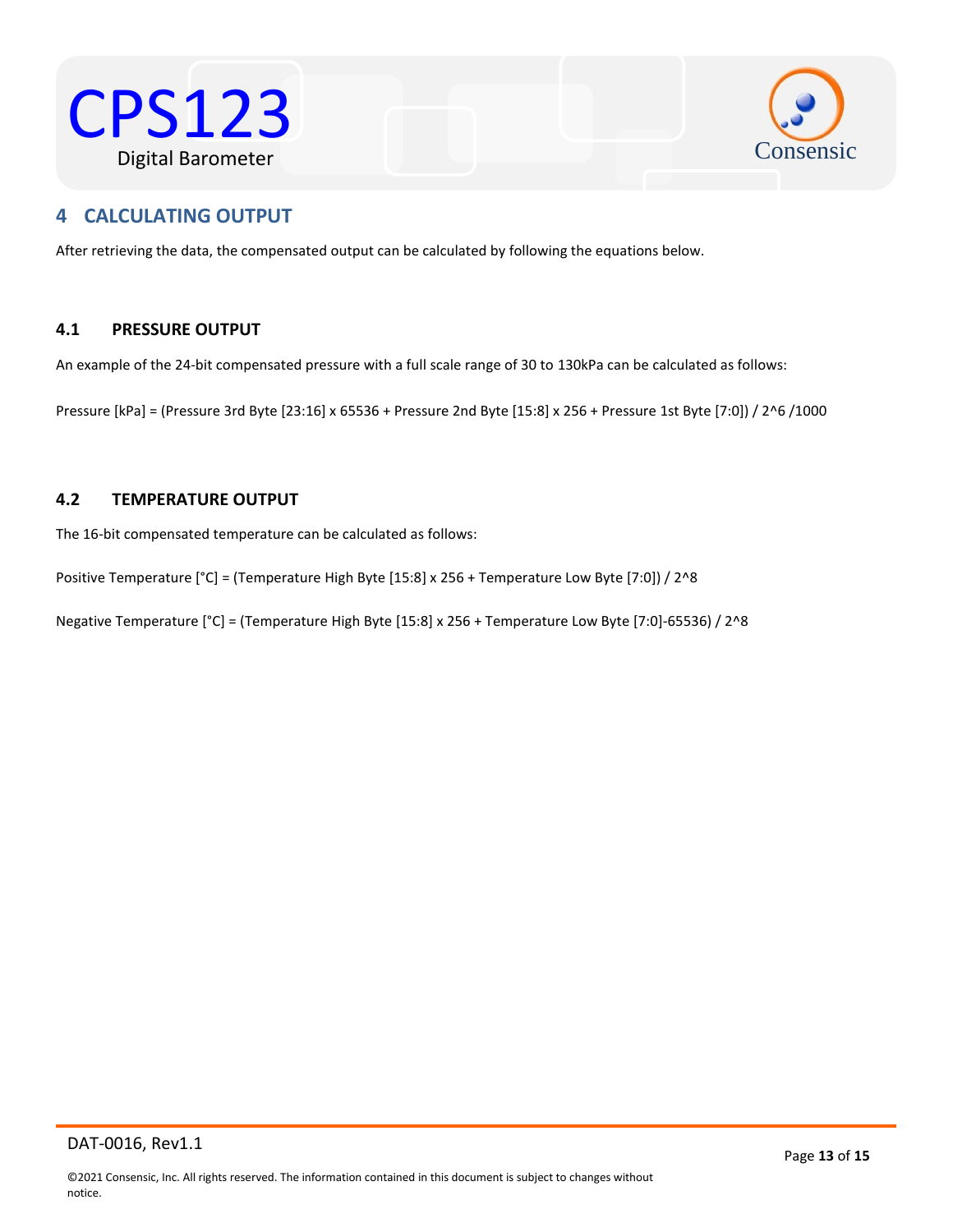## 4 CALCULATING OUTPUT

After retrieving the data, the compensated output can be calculated by following the equations below.

### 4.1 PRESSURE OUTPUT

An example of the 24-bit compensated pressure with a full scale range of 30 to 130kPa can be calculated as follows:

Pressure [kPa] = (Pressure 3rd Byte [23:16] x 65536 + Pressure 2nd Byte [15:8] x 256 + Pressure 1st Byte [7:0]) / 2^6 /1000

### 4.2 TEMPERATURE OUTPUT

The 16-bit compensated temperature can be calculated as follows:

Positive Temperature [°C] = (Temperature High Byte [15:8] x 256 + Temperature Low Byte [7:0]) / 2^8

Negative Temperature [°C] = (Temperature High Byte [15:8] x 256 + Temperature Low Byte [7:0]-65536) / 2^8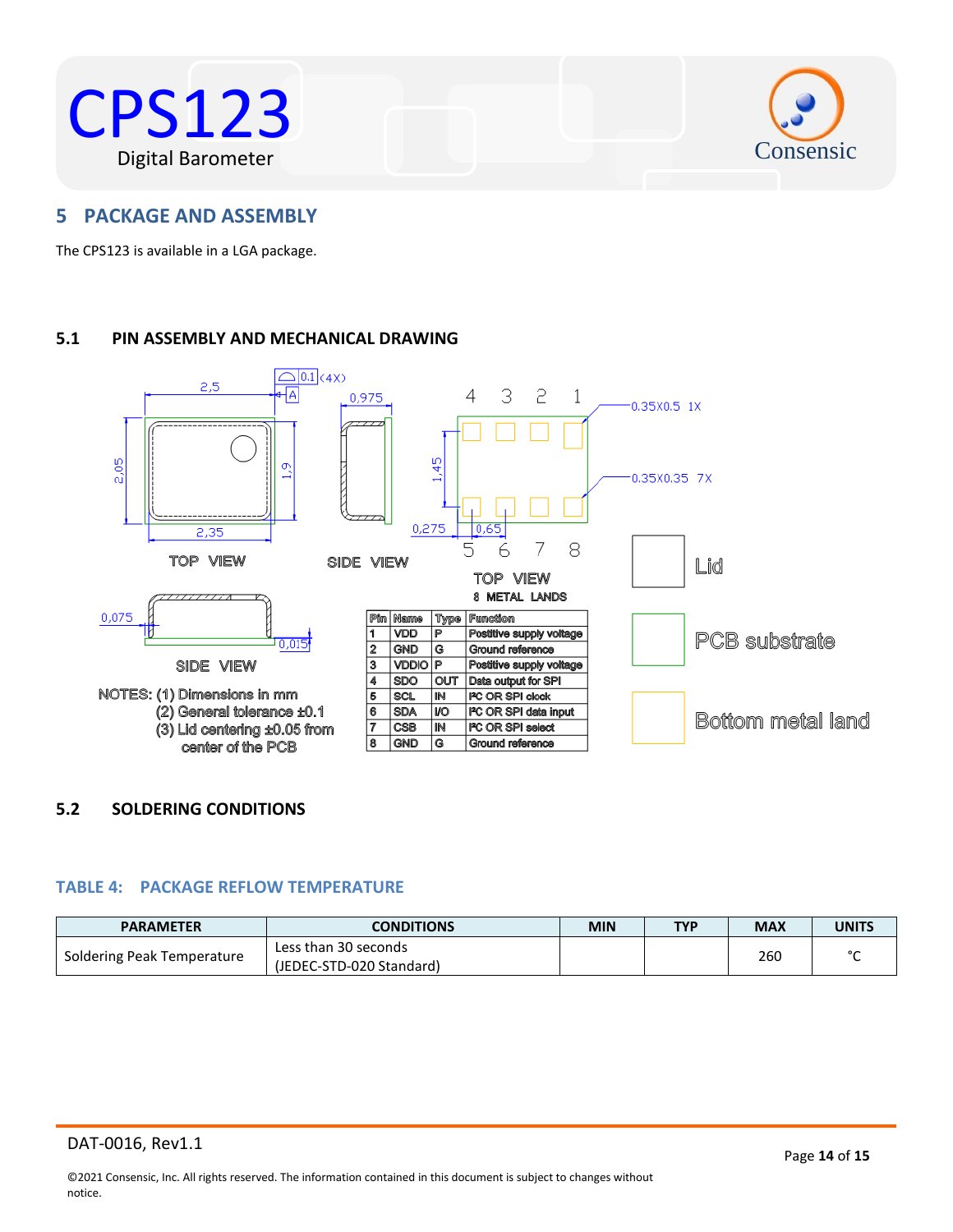## 5 PACKAGE AND ASSEMBLY

The CPS123 is available in a LGA package.

### 5.1 PIN ASSEMBLY AND MECHANICAL DRAWING

| Pin | Name | Type | Function |
|---|---|---|---|
| 1 | VDD | P | Postitive supply voltage |
| 2 | GND | G | Ground reference |
| 3 | VDDIO | P | Postitive supply voltage |
| 4 | SDO | OUT | Data output for SPI |
| 5 | SCL | IN | I²C OR SPI clock |
| 6 | SDA | I/O | I²C OR SPI data input |
| 7 | CSB | IN | I²C OR SPI select |
| 8 | GND | G | Ground reference |

NOTES: (1) Dimensions in mm
(2) General tolerance ±0.1
(3) Lid centering ±0.05 from center of the PCB

### 5.2 SOLDERING CONDITIONS

#### TABLE 4: PACKAGE REFLOW TEMPERATURE

| PARAMETER | CONDITIONS | MIN | TYP | MAX | UNITS |
|---|---|---|---|---|---|
| Soldering Peak Temperature | Less than 30 seconds (JEDEC-STD-020 Standard) | | | 260 | °C |

DAT-0016, Rev1.1

©2021 Consensic, Inc. All rights reserved. The information contained in this document is subject to changes without notice.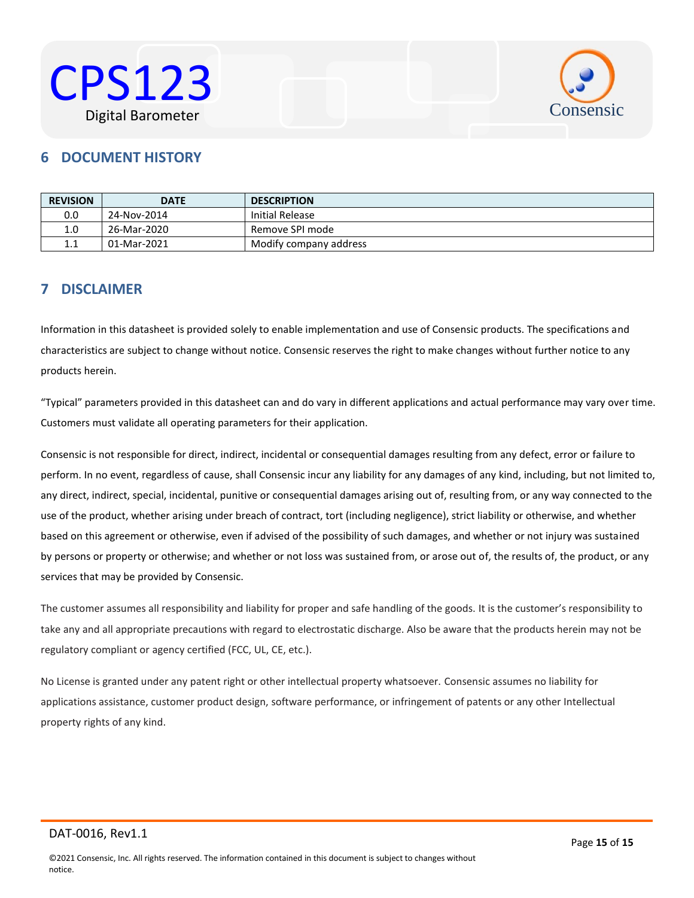## 6 DOCUMENT HISTORY

| REVISION | DATE | DESCRIPTION |
|---|---|---|
| 0.0 | 24-Nov-2014 | Initial Release |
| 1.0 | 26-Mar-2020 | Remove SPI mode |
| 1.1 | 01-Mar-2021 | Modify company address |

## 7 DISCLAIMER

Information in this datasheet is provided solely to enable implementation and use of Consensic products. The specifications and characteristics are subject to change without notice. Consensic reserves the right to make changes without further notice to any products herein.

"Typical" parameters provided in this datasheet can and do vary in different applications and actual performance may vary over time. Customers must validate all operating parameters for their application.

Consensic is not responsible for direct, indirect, incidental or consequential damages resulting from any defect, error or failure to perform. In no event, regardless of cause, shall Consensic incur any liability for any damages of any kind, including, but not limited to, any direct, indirect, special, incidental, punitive or consequential damages arising out of, resulting from, or any way connected to the use of the product, whether arising under breach of contract, tort (including negligence), strict liability or otherwise, and whether based on this agreement or otherwise, even if advised of the possibility of such damages, and whether or not injury was sustained by persons or property or otherwise; and whether or not loss was sustained from, or arose out of, the results of, the product, or any services that may be provided by Consensic.

The customer assumes all responsibility and liability for proper and safe handling of the goods. It is the customer's responsibility to take any and all appropriate precautions with regard to electrostatic discharge. Also be aware that the products herein may not be regulatory compliant or agency certified (FCC, UL, CE, etc.).

No License is granted under any patent right or other intellectual property whatsoever. Consensic assumes no liability for applications assistance, customer product design, software performance, or infringement of patents or any other Intellectual property rights of any kind.